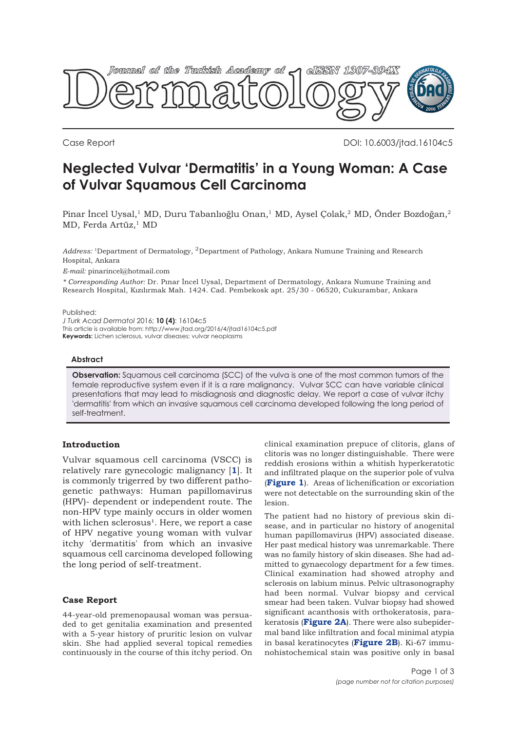Case Report

DOI: 10.6003/jtad.16104c5

# Neglected Vulvar 'Dermatitis' in a Young Woman: A Case of Vulvar Squamous Cell Carcinoma

Pinar İncel Uysal,[1] MD, Duru Tabanlıoğlu Onan,[1] MD, Aysel Çolak,[2] MD, Önder Bozdoğan,[2] MD, Ferda Artüz,[1] MD

*Address:* [1]Department of Dermatology, [2]Department of Pathology, Ankara Numune Training and Research Hospital, Ankara

*E-mail:* pinarincel@hotmail.com

*\* Corresponding Author:* Dr. Pınar İncel Uysal, Department of Dermatology, Ankara Numune Training and Research Hospital, Kızılırmak Mah. 1424. Cad. Pembekosk apt. 25/30 - 06520, Cukurambar, Ankara

Published:
*J Turk Acad Dermatol* 2016; **10 (4)**: 16104c5
This article is available from: http://www.jtad.org/2016/4/jtad16104c5.pdf
**Keywords:** Lichen sclerosus, vulvar diseases; vulvar neoplasms

### Abstract

**Observation:** Squamous cell carcinoma (SCC) of the vulva is one of the most common tumors of the female reproductive system even if it is a rare malignancy. Vulvar SCC can have variable clinical presentations that may lead to misdiagnosis and diagnostic delay. We report a case of vulvar itchy 'dermatitis' from which an invasive squamous cell carcinoma developed following the long period of self-treatment.

## Introduction

Vulvar squamous cell carcinoma (VSCC) is relatively rare gynecologic malignancy [**1**]. It is commonly trigerred by two different pathogenetic pathways: Human papillomavirus (HPV)- dependent or independent route. The non-HPV type mainly occurs in older women with lichen sclerosus[1]. Here, we report a case of HPV negative young woman with vulvar itchy 'dermatitis' from which an invasive squamous cell carcinoma developed following the long period of self-treatment.

## Case Report

44-year-old premenopausal woman was persuaded to get genitalia examination and presented with a 5-year history of pruritic lesion on vulvar skin. She had applied several topical remedies continuously in the course of this itchy period. On clinical examination prepuce of clitoris, glans of clitoris was no longer distinguishable. There were reddish erosions within a whitish hyperkeratotic and infiltrated plaque on the superior pole of vulva (**Figure 1**). Areas of lichenification or excoriation were not detectable on the surrounding skin of the lesion.

The patient had no history of previous skin disease, and in particular no history of anogenital human papillomavirus (HPV) associated disease. Her past medical history was unremarkable. There was no family history of skin diseases. She had admitted to gynaecology department for a few times. Clinical examination had showed atrophy and sclerosis on labium minus. Pelvic ultrasonography had been normal. Vulvar biopsy and cervical smear had been taken. Vulvar biopsy had showed significant acanthosis with orthokeratosis, parakeratosis (**Figure 2A**). There were also subepidermal band like infiltration and focal minimal atypia in basal keratinocytes (**Figure 2B**). Ki-67 immunohistochemical stain was positive only in basal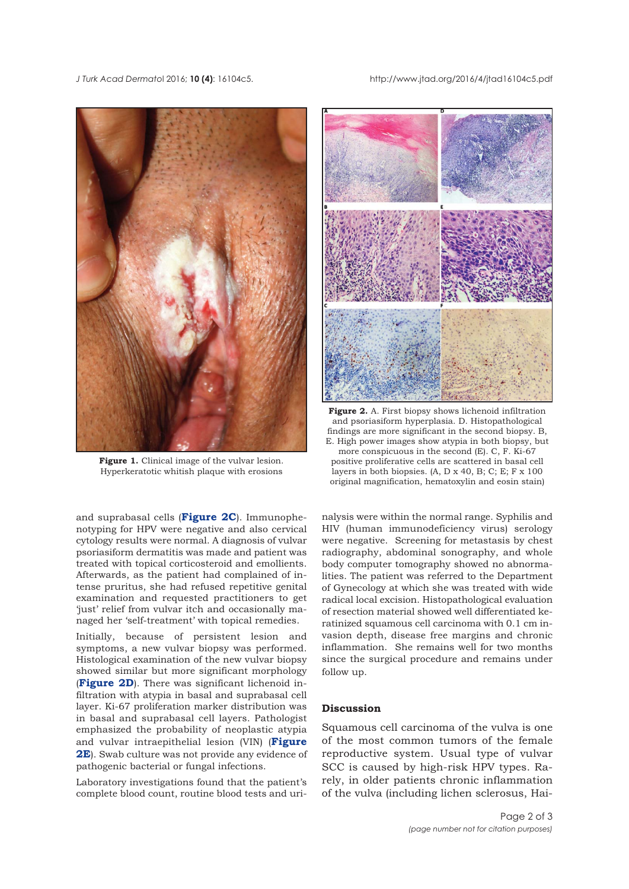**Figure 1.** Clinical image of the vulvar lesion. Hyperkeratotic whitish plaque with erosions

**Figure 2.** A. First biopsy shows lichenoid infiltration and psoriasiform hyperplasia. D. Histopathological findings are more significant in the second biopsy. B, E. High power images show atypia in both biopsy, but more conspicuous in the second (E). C, F. Ki-67 positive proliferative cells are scattered in basal cell layers in both biopsies. (A, D x 40, B; C; E; F x 100 original magnification, hematoxylin and eosin stain)

and suprabasal cells (**Figure 2C**). Immunophenotyping for HPV were negative and also cervical cytology results were normal. A diagnosis of vulvar psoriasiform dermatitis was made and patient was treated with topical corticosteroid and emollients. Afterwards, as the patient had complained of intense pruritus, she had refused repetitive genital examination and requested practitioners to get 'just' relief from vulvar itch and occasionally managed her 'self-treatment' with topical remedies.

Initially, because of persistent lesion and symptoms, a new vulvar biopsy was performed. Histological examination of the new vulvar biopsy showed similar but more significant morphology (**Figure 2D**). There was significant lichenoid infiltration with atypia in basal and suprabasal cell layer. Ki-67 proliferation marker distribution was in basal and suprabasal cell layers. Pathologist emphasized the probability of neoplastic atypia and vulvar intraepithelial lesion (VIN) (**Figure 2E**). Swab culture was not provide any evidence of pathogenic bacterial or fungal infections.

Laboratory investigations found that the patient's complete blood count, routine blood tests and urinalysis were within the normal range. Syphilis and HIV (human immunodeficiency virus) serology were negative. Screening for metastasis by chest radiography, abdominal sonography, and whole body computer tomography showed no abnormalities. The patient was referred to the Department of Gynecology at which she was treated with wide radical local excision. Histopathological evaluation of resection material showed well differentiated keratinized squamous cell carcinoma with 0.1 cm invasion depth, disease free margins and chronic inflammation. She remains well for two months since the surgical procedure and remains under follow up.

## Discussion

Squamous cell carcinoma of the vulva is one of the most common tumors of the female reproductive system. Usual type of vulvar SCC is caused by high-risk HPV types. Rarely, in older patients chronic inflammation of the vulva (including lichen sclerosus, Hai-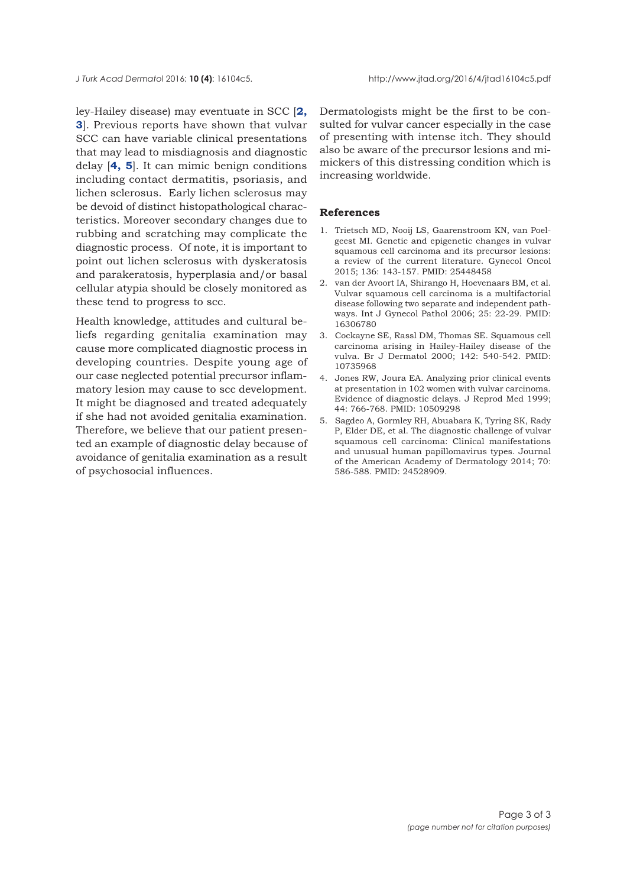ley-Hailey disease) may eventuate in SCC [**2, 3**]. Previous reports have shown that vulvar SCC can have variable clinical presentations that may lead to misdiagnosis and diagnostic delay [**4, 5**]. It can mimic benign conditions including contact dermatitis, psoriasis, and lichen sclerosus. Early lichen sclerosus may be devoid of distinct histopathological characteristics. Moreover secondary changes due to rubbing and scratching may complicate the diagnostic process. Of note, it is important to point out lichen sclerosus with dyskeratosis and parakeratosis, hyperplasia and/or basal cellular atypia should be closely monitored as these tend to progress to scc.

Health knowledge, attitudes and cultural beliefs regarding genitalia examination may cause more complicated diagnostic process in developing countries. Despite young age of our case neglected potential precursor inflammatory lesion may cause to scc development. It might be diagnosed and treated adequately if she had not avoided genitalia examination. Therefore, we believe that our patient presented an example of diagnostic delay because of avoidance of genitalia examination as a result of psychosocial influences.

Dermatologists might be the first to be consulted for vulvar cancer especially in the case of presenting with intense itch. They should also be aware of the precursor lesions and mimickers of this distressing condition which is increasing worldwide.

## References

1. Trietsch MD, Nooij LS, Gaarenstroom KN, van Poelgeest MI. Genetic and epigenetic changes in vulvar squamous cell carcinoma and its precursor lesions: a review of the current literature. Gynecol Oncol 2015; 136: 143-157. PMID: 25448458
2. van der Avoort IA, Shirango H, Hoevenaars BM, et al. Vulvar squamous cell carcinoma is a multifactorial disease following two separate and independent pathways. Int J Gynecol Pathol 2006; 25: 22-29. PMID: 16306780
3. Cockayne SE, Rassl DM, Thomas SE. Squamous cell carcinoma arising in Hailey-Hailey disease of the vulva. Br J Dermatol 2000; 142: 540-542. PMID: 10735968
4. Jones RW, Joura EA. Analyzing prior clinical events at presentation in 102 women with vulvar carcinoma. Evidence of diagnostic delays. J Reprod Med 1999; 44: 766-768. PMID: 10509298
5. Sagdeo A, Gormley RH, Abuabara K, Tyring SK, Rady P, Elder DE, et al. The diagnostic challenge of vulvar squamous cell carcinoma: Clinical manifestations and unusual human papillomavirus types. Journal of the American Academy of Dermatology 2014; 70: 586-588. PMID: 24528909.